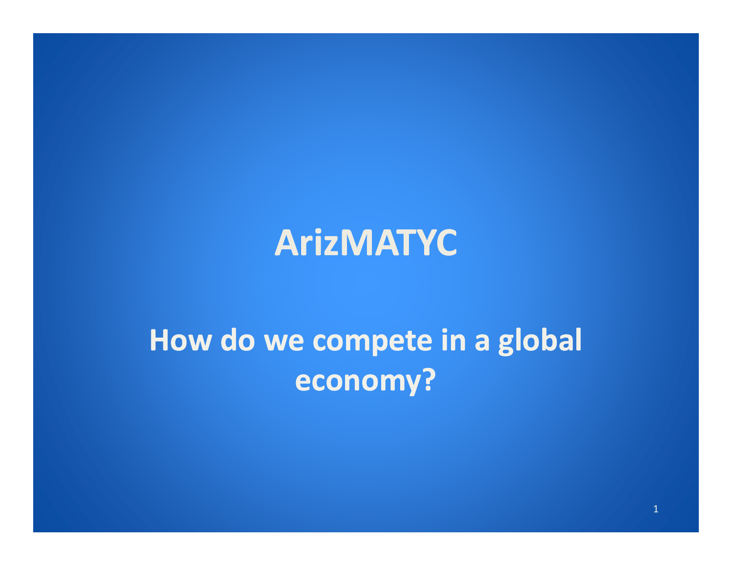# ArizMATYC

## How do we compete in a global economy?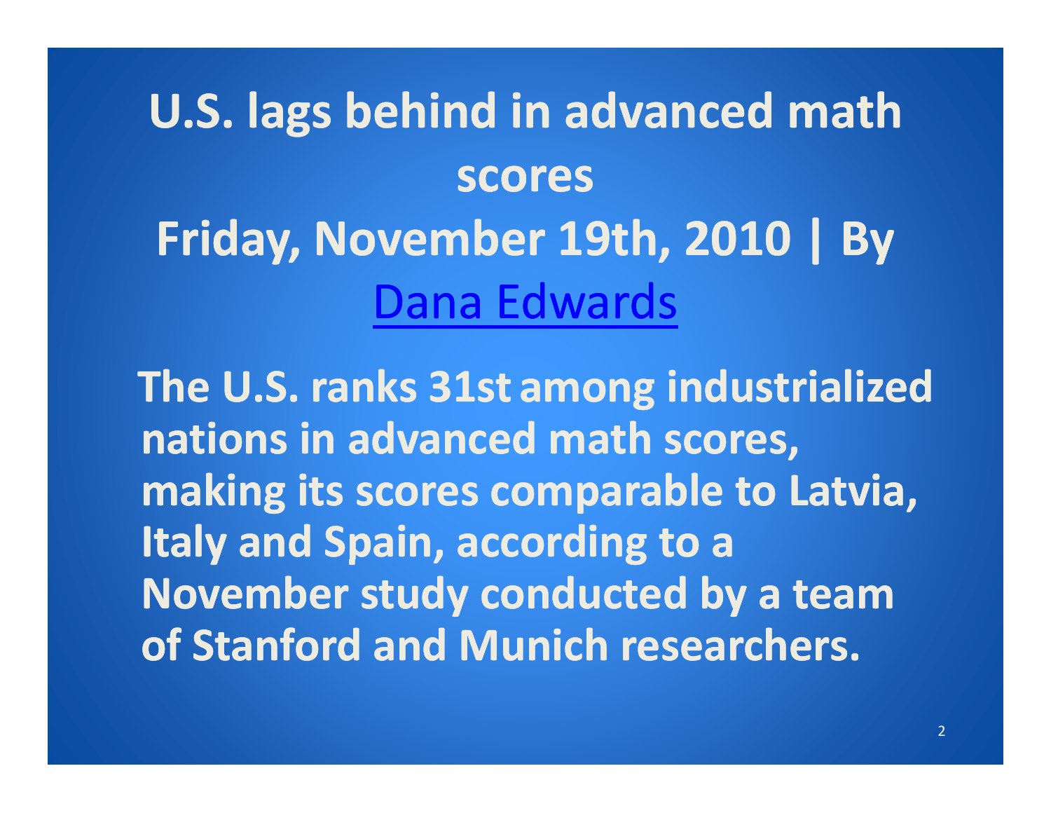# U.S. lags behind in advanced math scores

## Friday, November 19th, 2010 | By Dana Edwards

**The U.S. ranks 31st among industrialized nations in advanced math scores, making its scores comparable to Latvia, Italy and Spain, according to a November study conducted by a team of Stanford and Munich researchers.**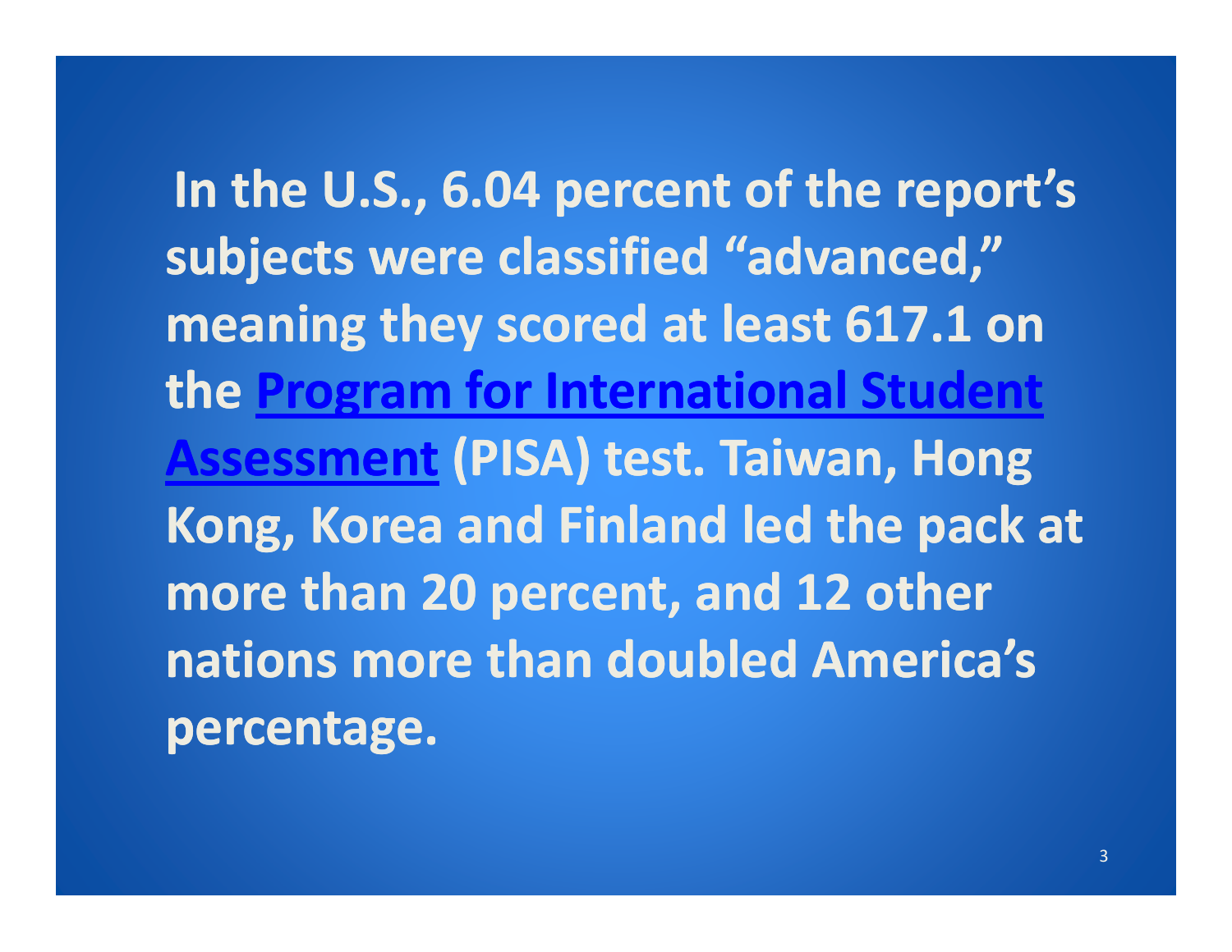**In the U.S., 6.04 percent of the report's subjects were classified "advanced," meaning they scored at least 617.1 on the Program for International Student Assessment (PISA) test. Taiwan, Hong Kong, Korea and Finland led the pack at more than 20 percent, and 12 other nations more than doubled America's percentage.**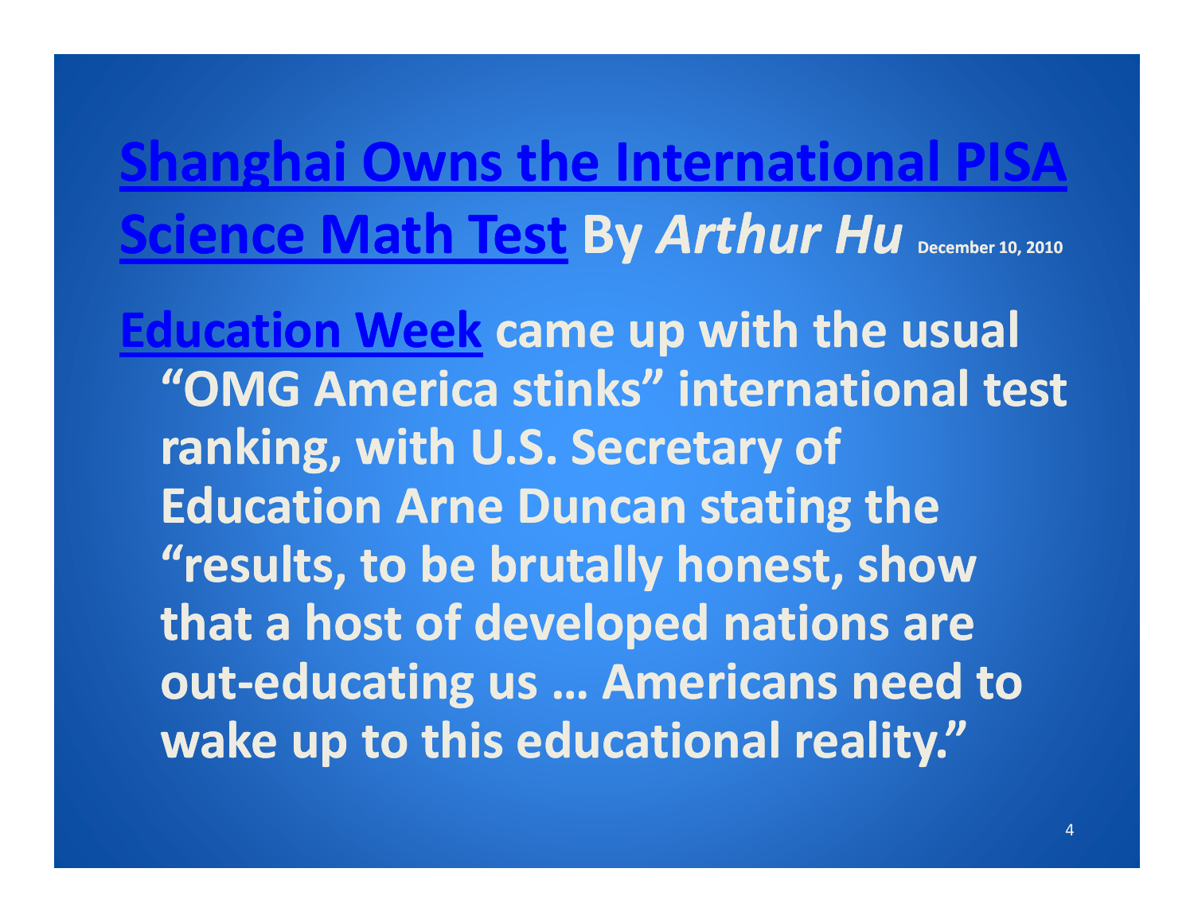# Shanghai Owns the International PISA Science Math Test By *Arthur Hu* December 10, 2010

**Education Week came up with the usual "OMG America stinks" international test ranking, with U.S. Secretary of Education Arne Duncan stating the "results, to be brutally honest, show that a host of developed nations are out-educating us … Americans need to wake up to this educational reality."**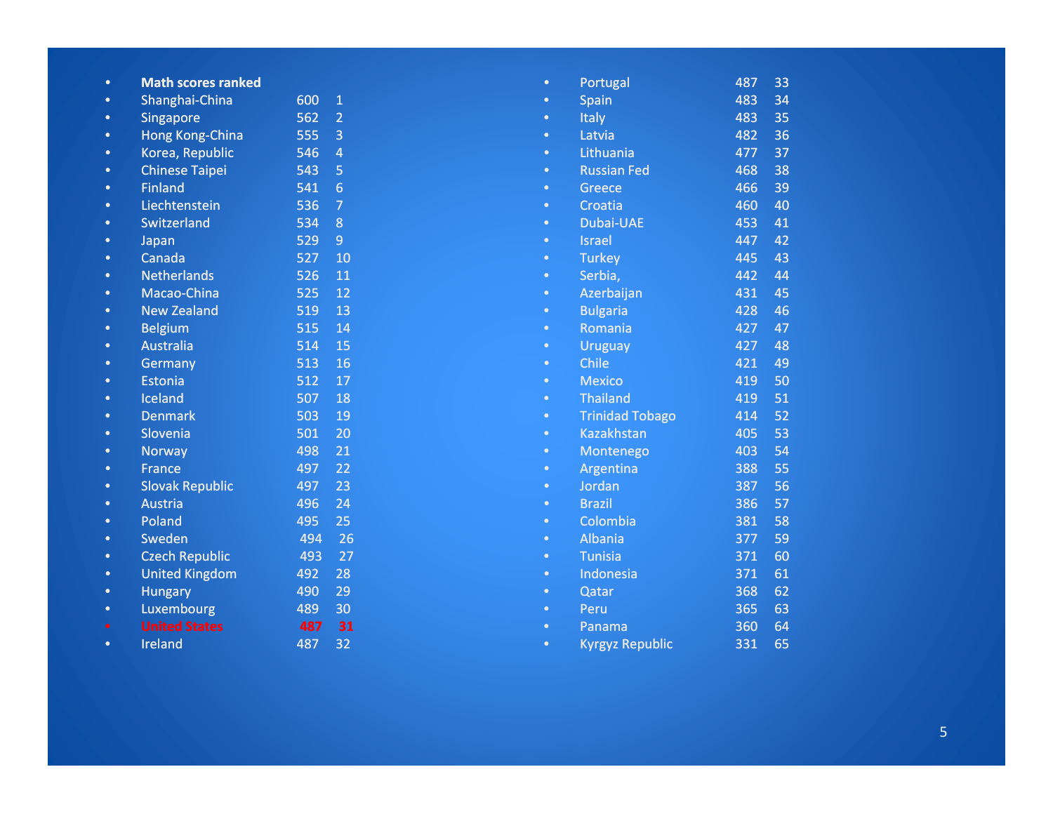- **Math scores ranked**
- Shanghai-China 600 1
- Singapore 562 2
- Hong Kong-China 555 3
- Korea, Republic 546 4
- Chinese Taipei 543 5
- Finland 541 6
- Liechtenstein 536 7
- Switzerland 534 8
- Japan 529 9
- Canada 527 10
- Netherlands 526 11
- Macao-China 525 12
- New Zealand 519 13
- Belgium 515 14
- Australia 514 15
- Germany 513 16
- Estonia 512 17
- Iceland 507 18
- Denmark 503 19
- Slovenia 501 20
- Norway 498 21
- France 497 22
- Slovak Republic 497 23
- Austria 496 24
- Poland 495 25
- Sweden 494 26
- Czech Republic 493 27
- United Kingdom 492 28
- Hungary 490 29
- Luxembourg 489 30
- United States 487 31
- Ireland 487 32
- Portugal 487 33
- Spain 483 34
- Italy 483 35
- Latvia 482 36
- Lithuania 477 37
- Russian Fed 468 38
- Greece 466 39
- Croatia 460 40
- Dubai-UAE 453 41
- Israel 447 42
- Turkey 445 43
- Serbia, 442 44
- Azerbaijan 431 45
- Bulgaria 428 46
- Romania 427 47
- Uruguay 427 48
- Chile 421 49
- Mexico 419 50
- Thailand 419 51
- Trinidad Tobago 414 52
- Kazakhstan 405 53
- Montenego 403 54
- Argentina 388 55
- Jordan 387 56
- Brazil 386 57
- Colombia 381 58
- Albania 377 59
- Tunisia 371 60
- Indonesia 371 61
- Qatar 368 62
- Peru 365 63
- Panama 360 64
- Kyrgyz Republic 331 65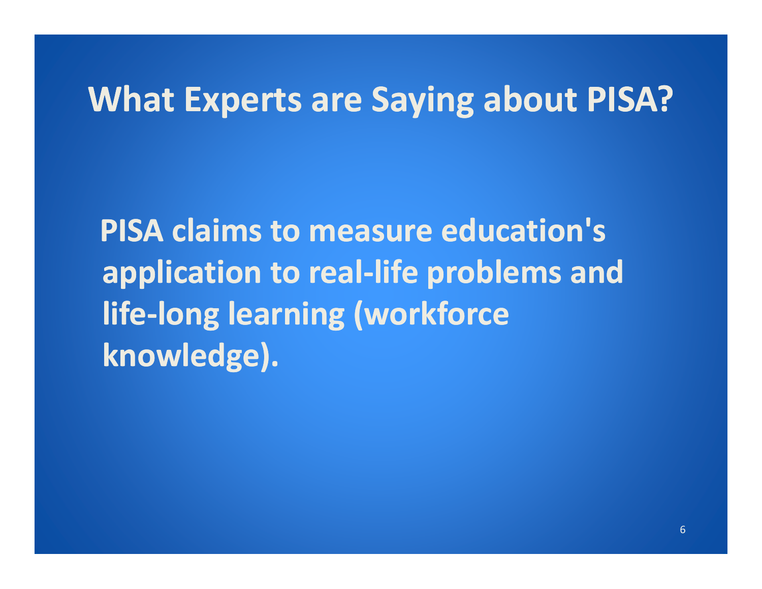# What Experts are Saying about PISA?

**PISA claims to measure education's application to real-life problems and life-long learning (workforce knowledge).**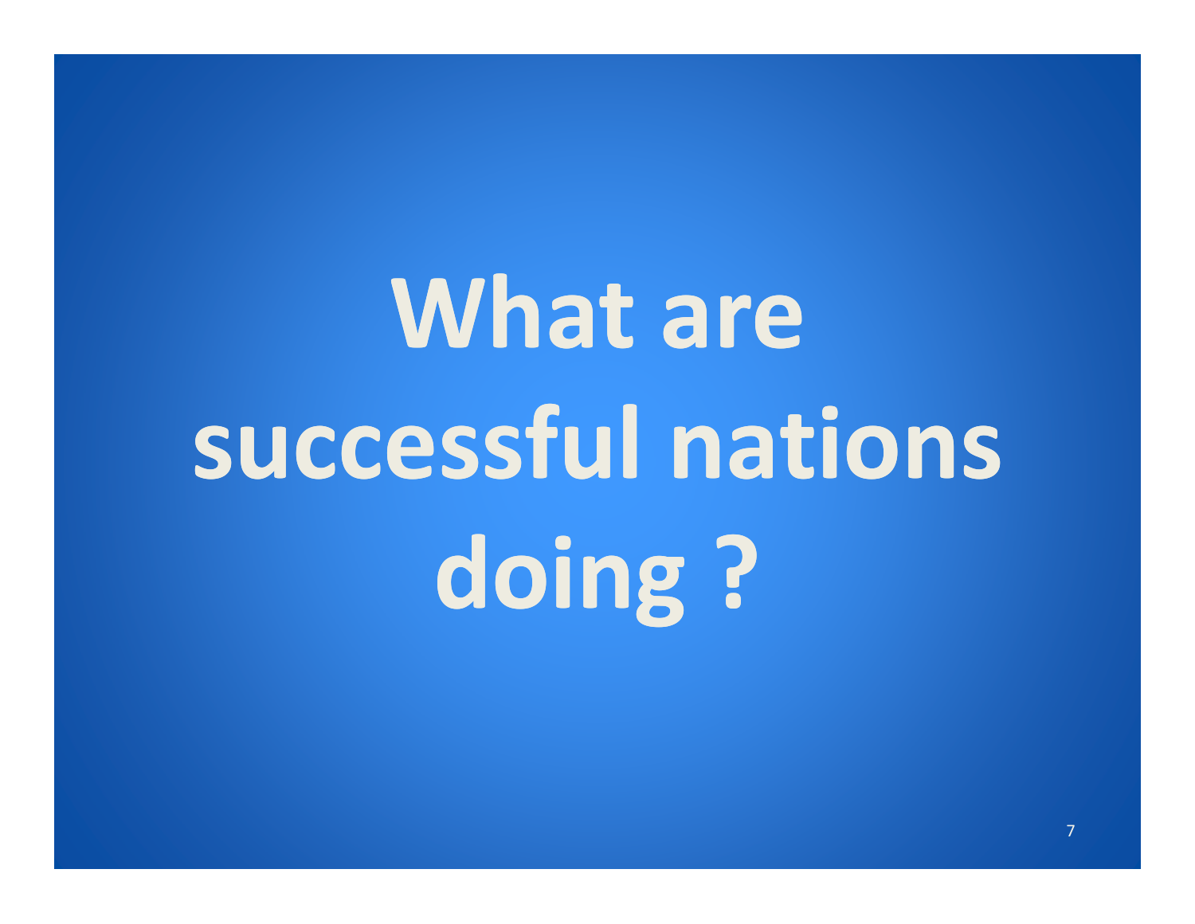# What are successful nations doing ?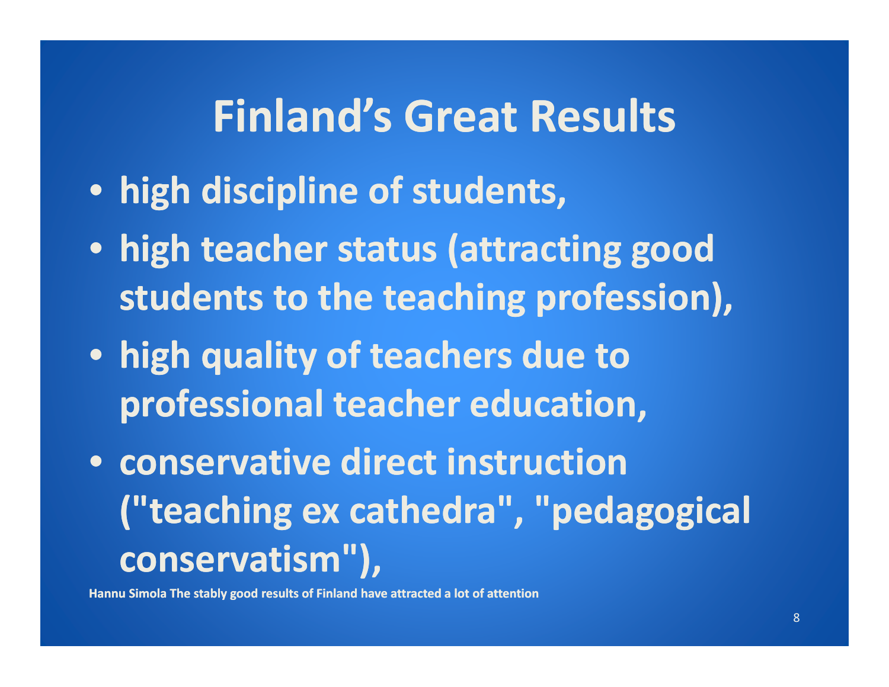# Finland's Great Results

- high discipline of students,
- high teacher status (attracting good students to the teaching profession),
- high quality of teachers due to professional teacher education,
- conservative direct instruction ("teaching ex cathedra", "pedagogical conservatism"),

**Hannu Simola The stably good results of Finland have attracted a lot of attention**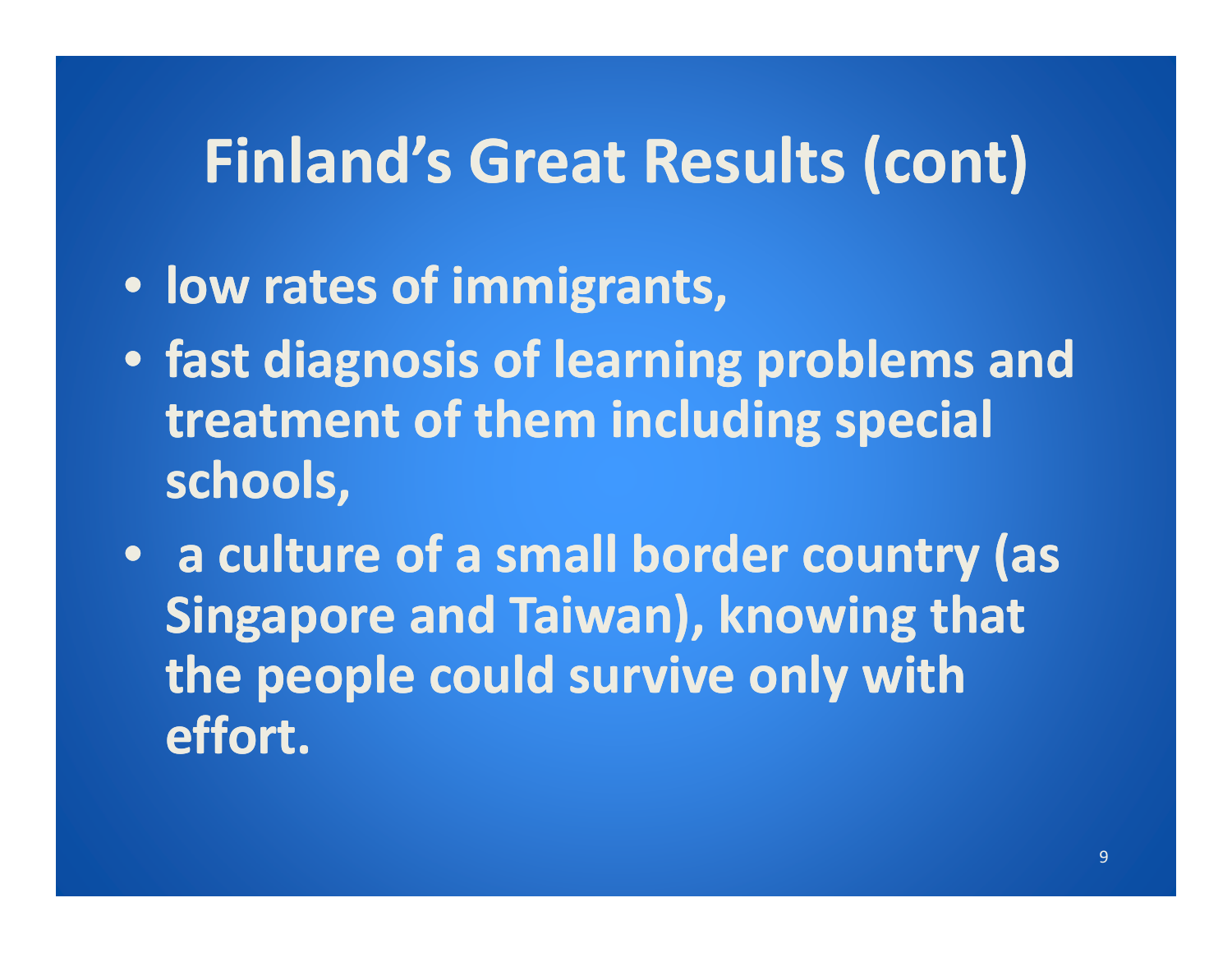# Finland's Great Results (cont)

- low rates of immigrants,
- fast diagnosis of learning problems and treatment of them including special schools,
- a culture of a small border country (as Singapore and Taiwan), knowing that the people could survive only with effort.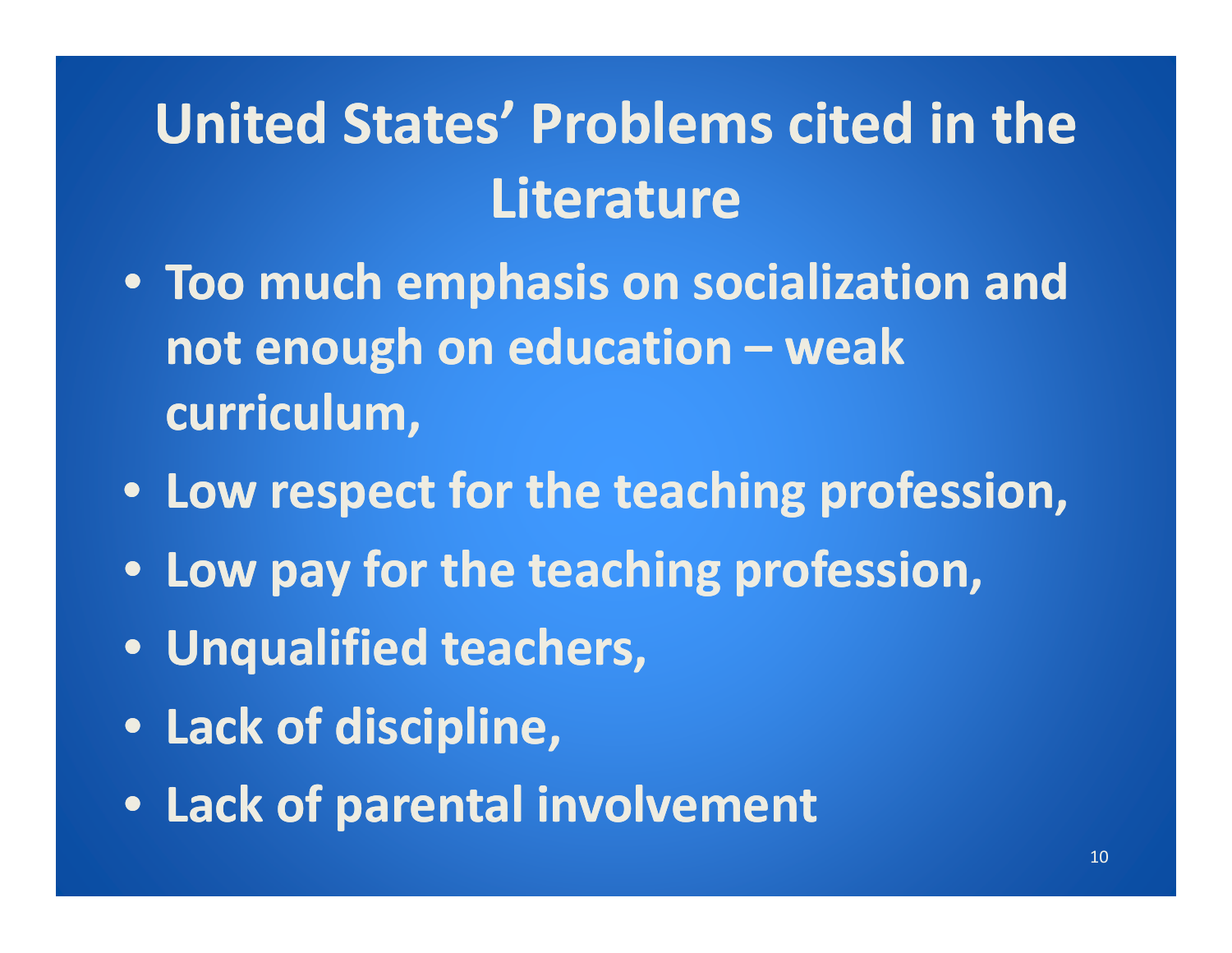# United States' Problems cited in the Literature

- Too much emphasis on socialization and not enough on education – weak curriculum,
- Low respect for the teaching profession,
- Low pay for the teaching profession,
- Unqualified teachers,
- Lack of discipline,
- Lack of parental involvement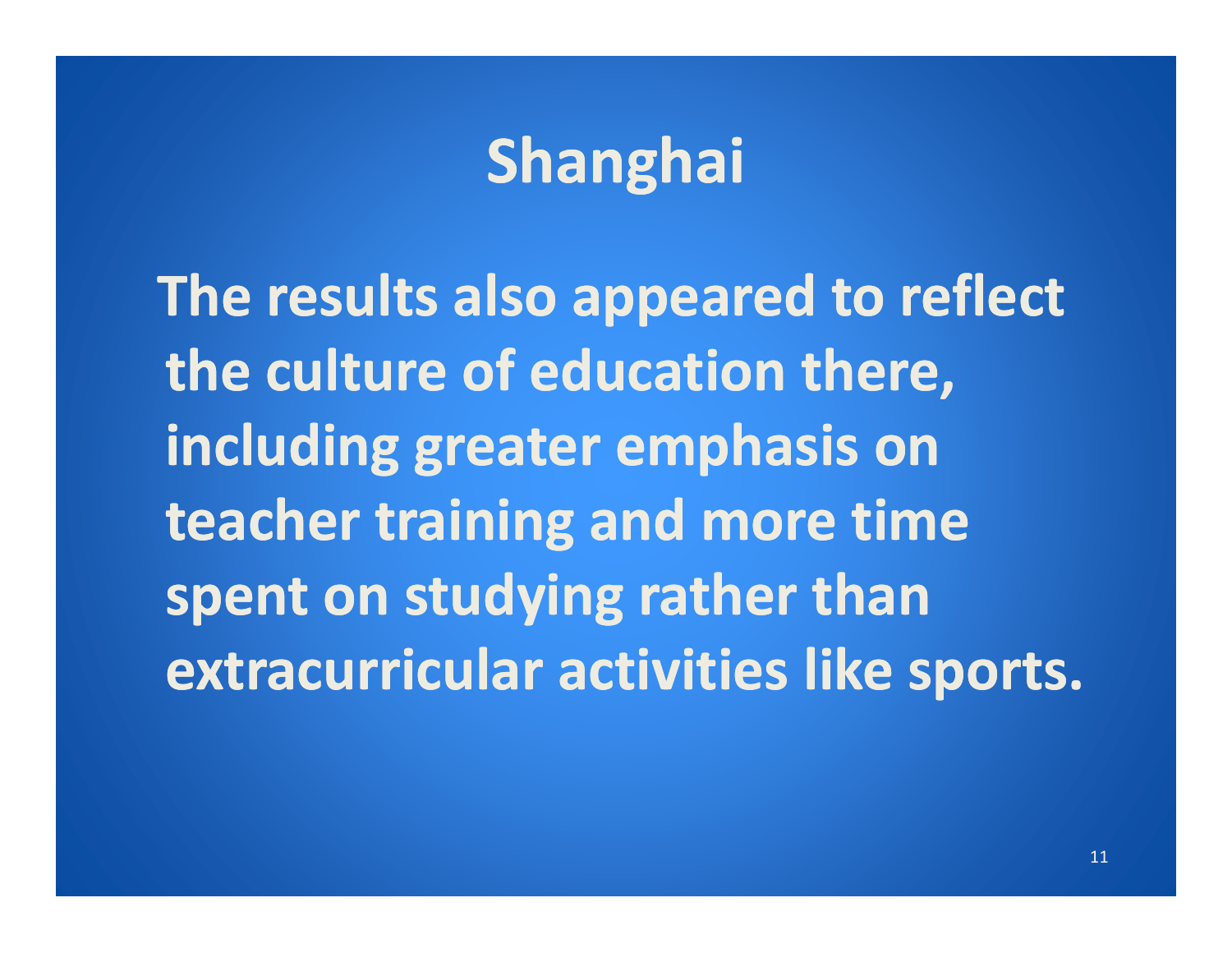# Shanghai

The results also appeared to reflect the culture of education there, including greater emphasis on teacher training and more time spent on studying rather than extracurricular activities like sports.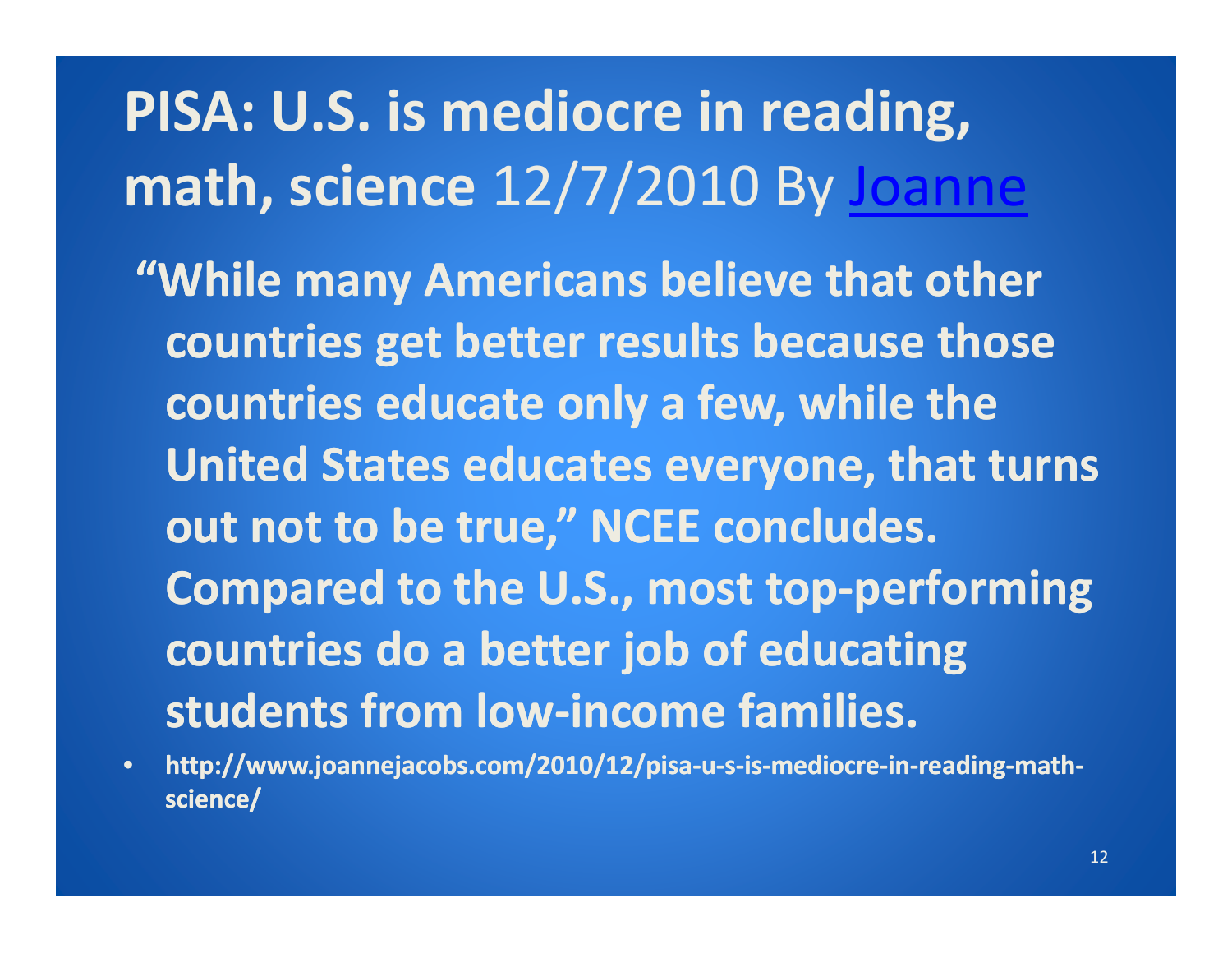# **PISA: U.S. is mediocre in reading, math, science** 12/7/2010 By [Joanne]

**"While many Americans believe that other countries get better results because those countries educate only a few, while the United States educates everyone, that turns out not to be true," NCEE concludes. Compared to the U.S., most top-performing countries do a better job of educating students from low-income families.**

- **http://www.joannejacobs.com/2010/12/pisa-u-s-is-mediocre-in-reading-math-science/**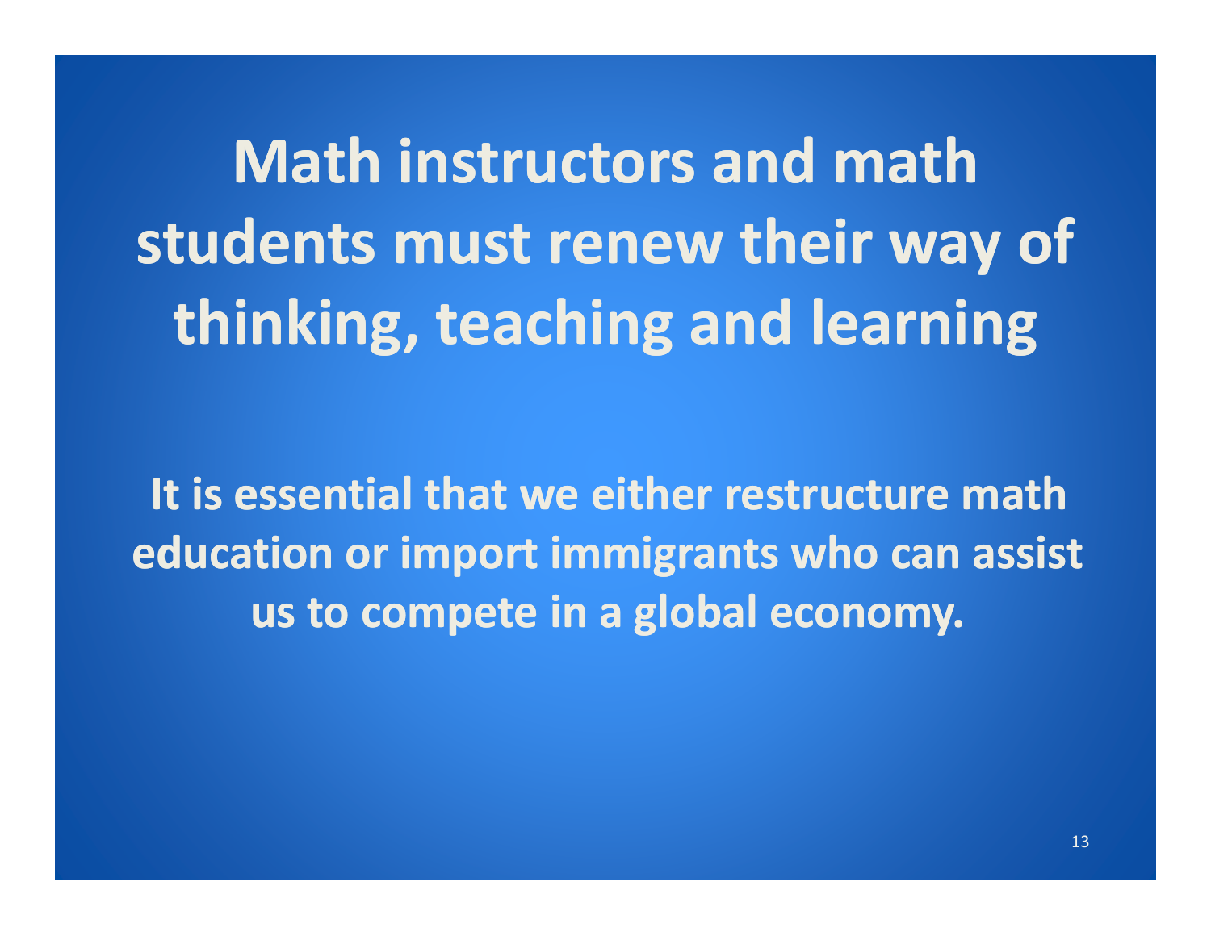# Math instructors and math students must renew their way of thinking, teaching and learning

**It is essential that we either restructure math education or import immigrants who can assist us to compete in a global economy.**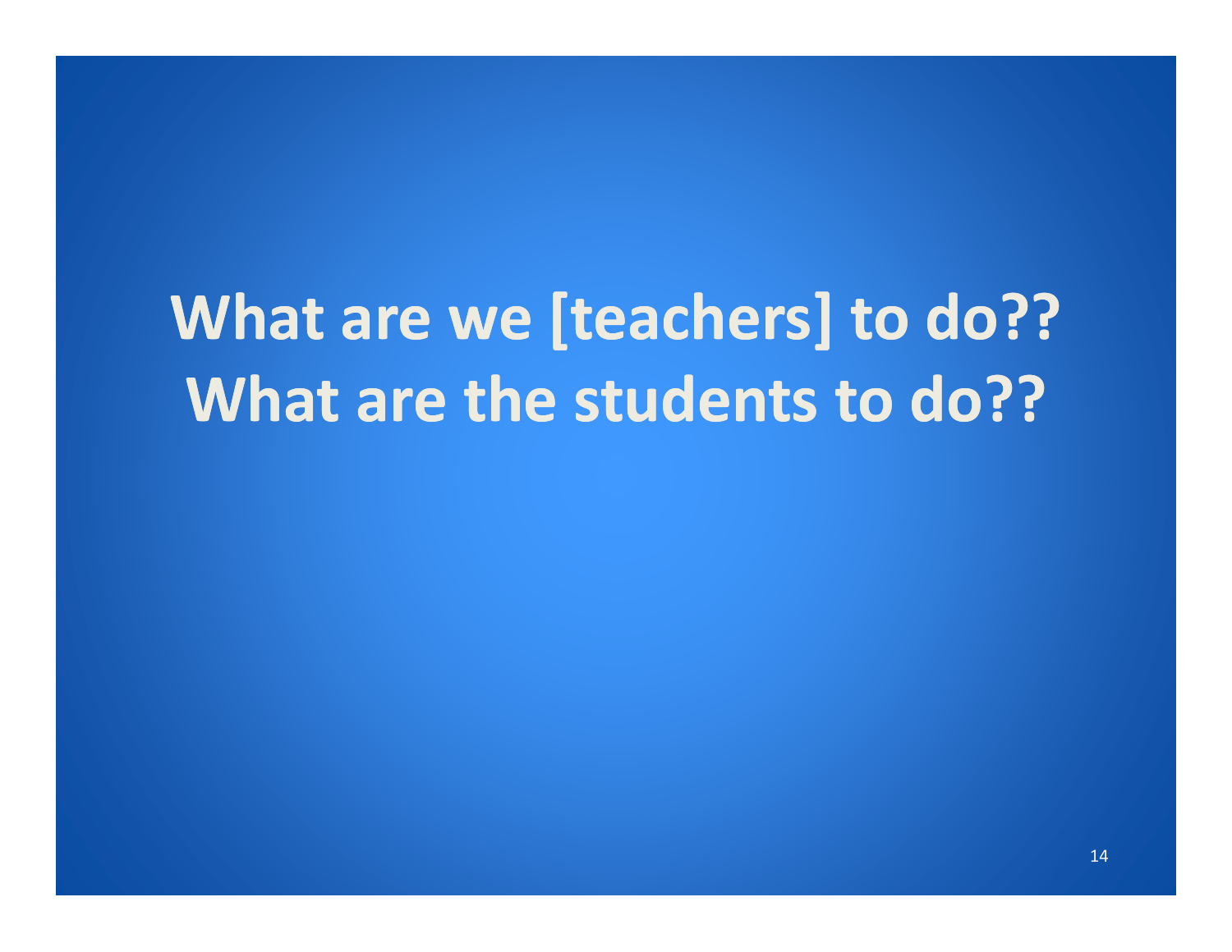# What are we [teachers] to do??
# What are the students to do??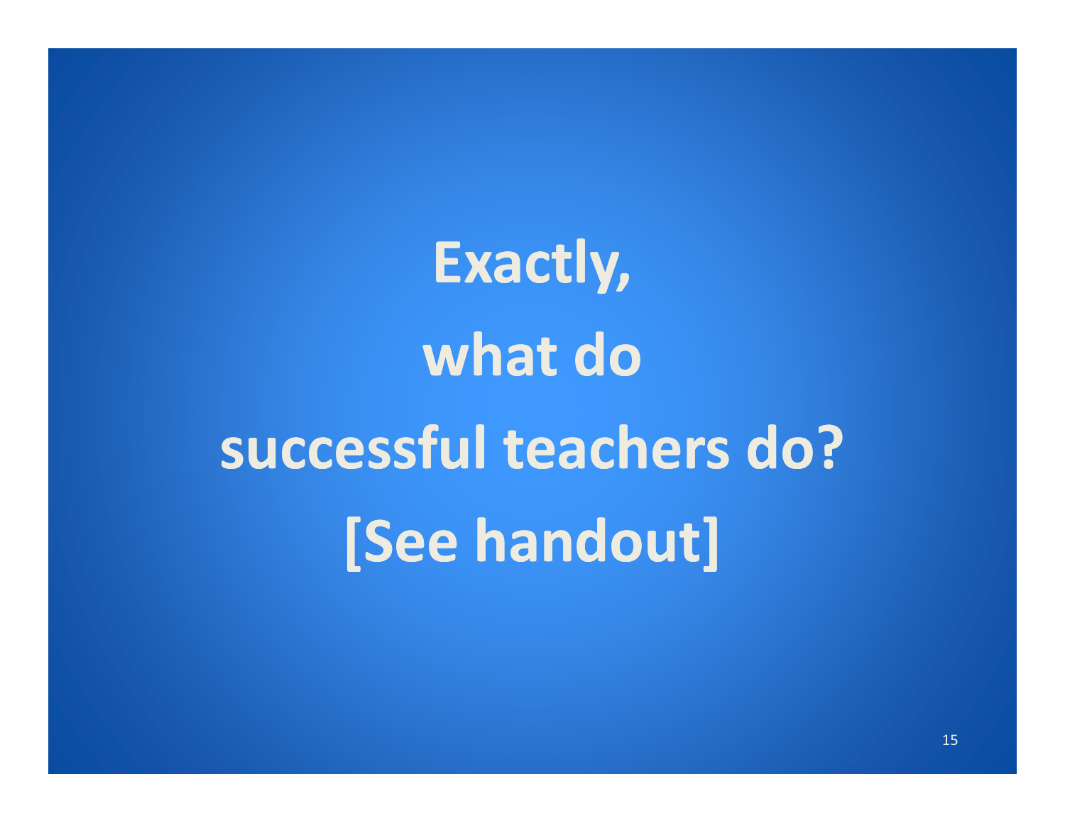# Exactly, what do successful teachers do? [See handout]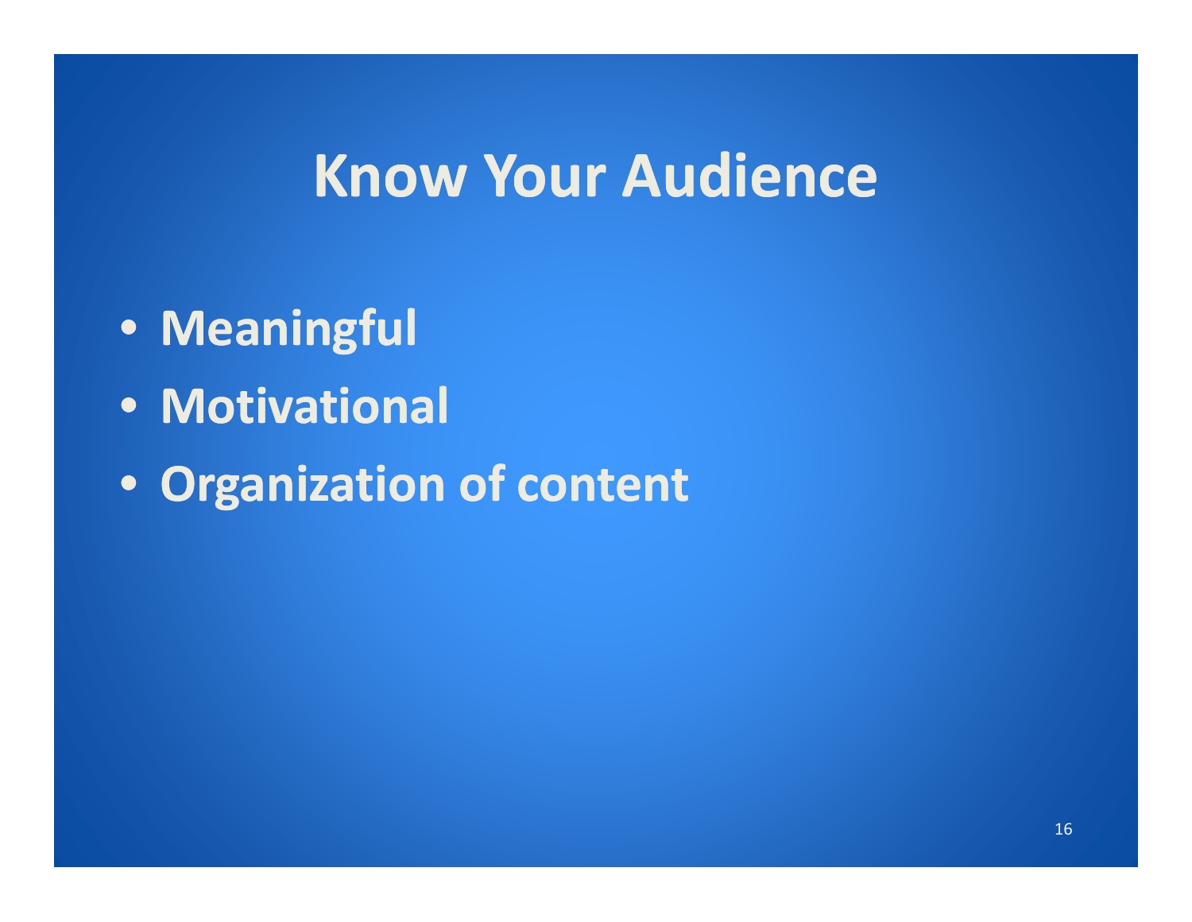# Know Your Audience

- **Meaningful**
- **Motivational**
- **Organization of content**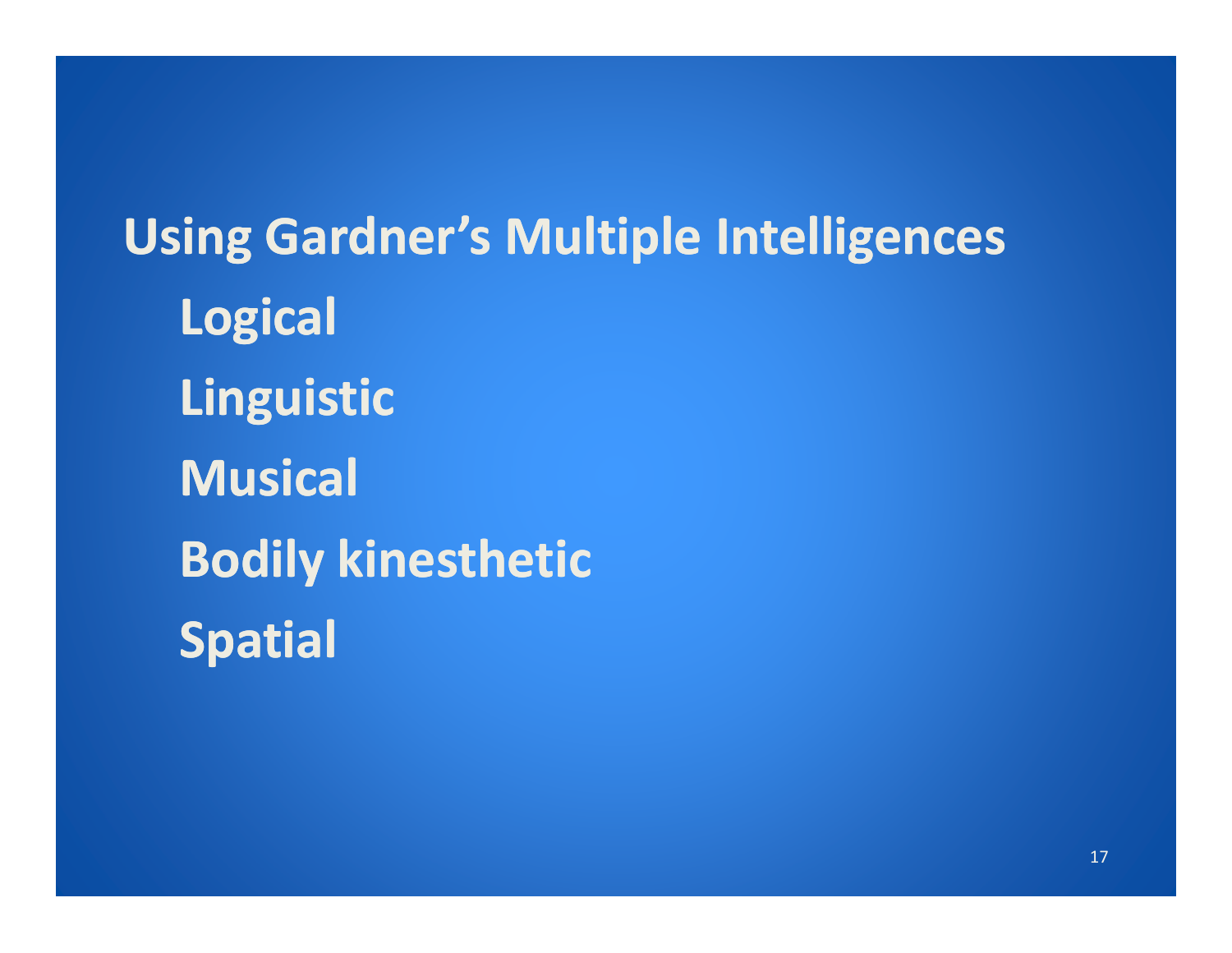## Using Gardner's Multiple Intelligences

- Logical
- Linguistic
- Musical
- Bodily kinesthetic
- Spatial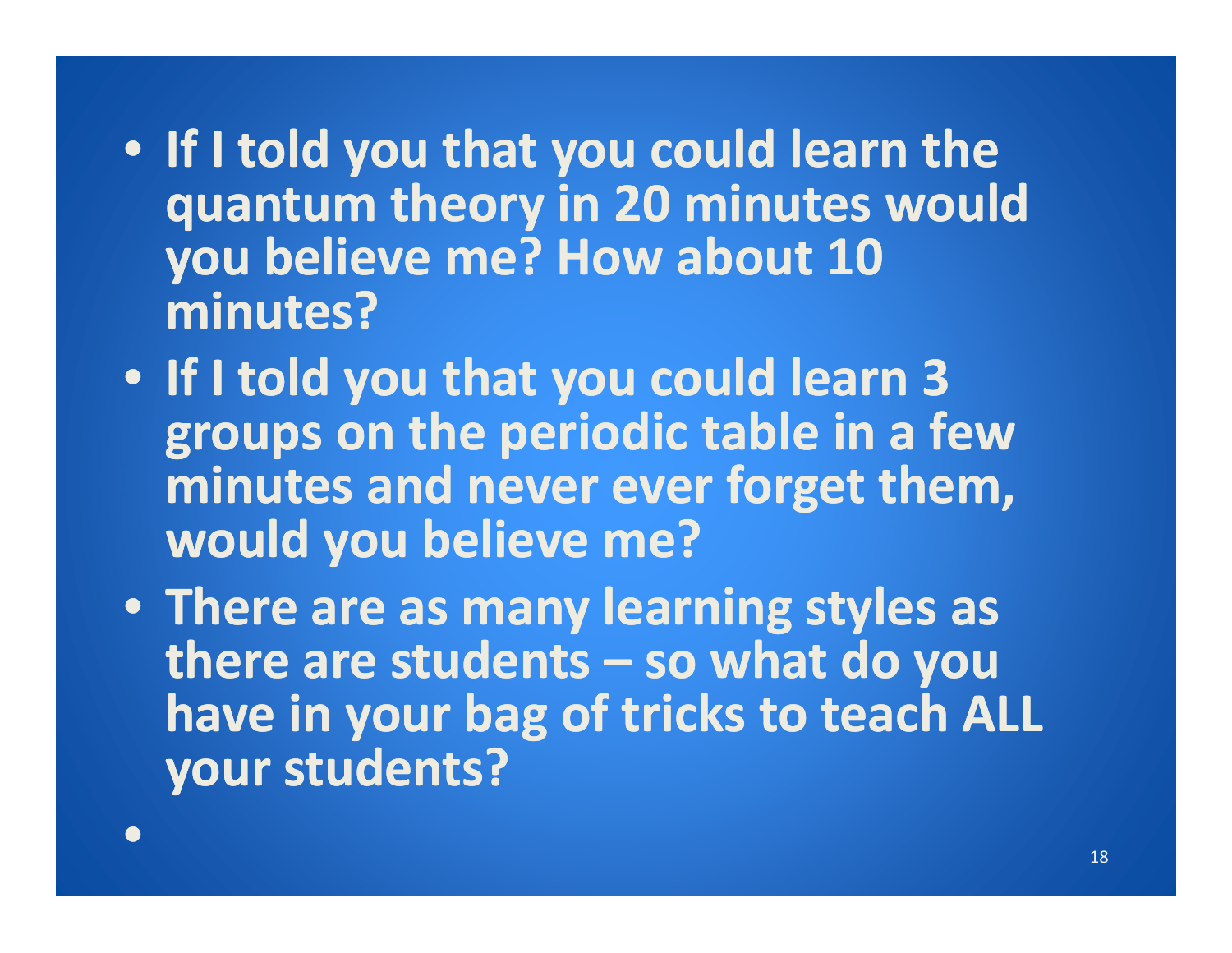- **If I told you that you could learn the quantum theory in 20 minutes would you believe me? How about 10 minutes?**
- **If I told you that you could learn 3 groups on the periodic table in a few minutes and never ever forget them, would you believe me?**
- **There are as many learning styles as there are students – so what do you have in your bag of tricks to teach ALL your students?**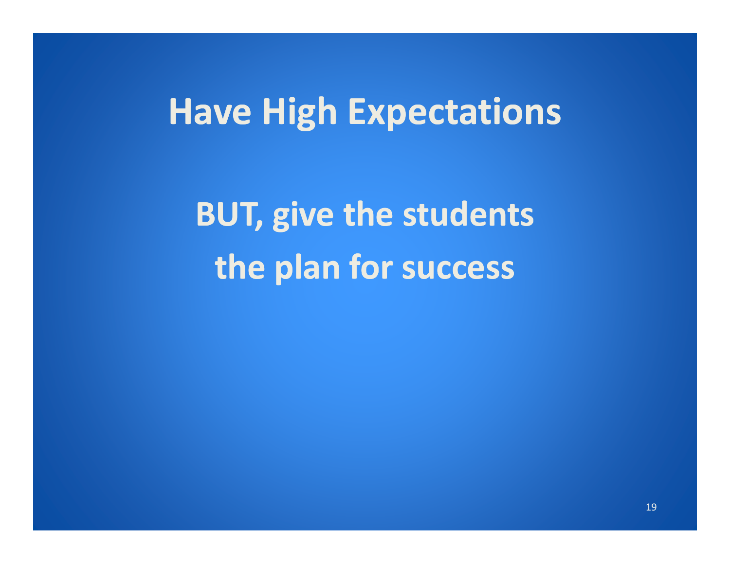# Have High Expectations

**BUT, give the students the plan for success**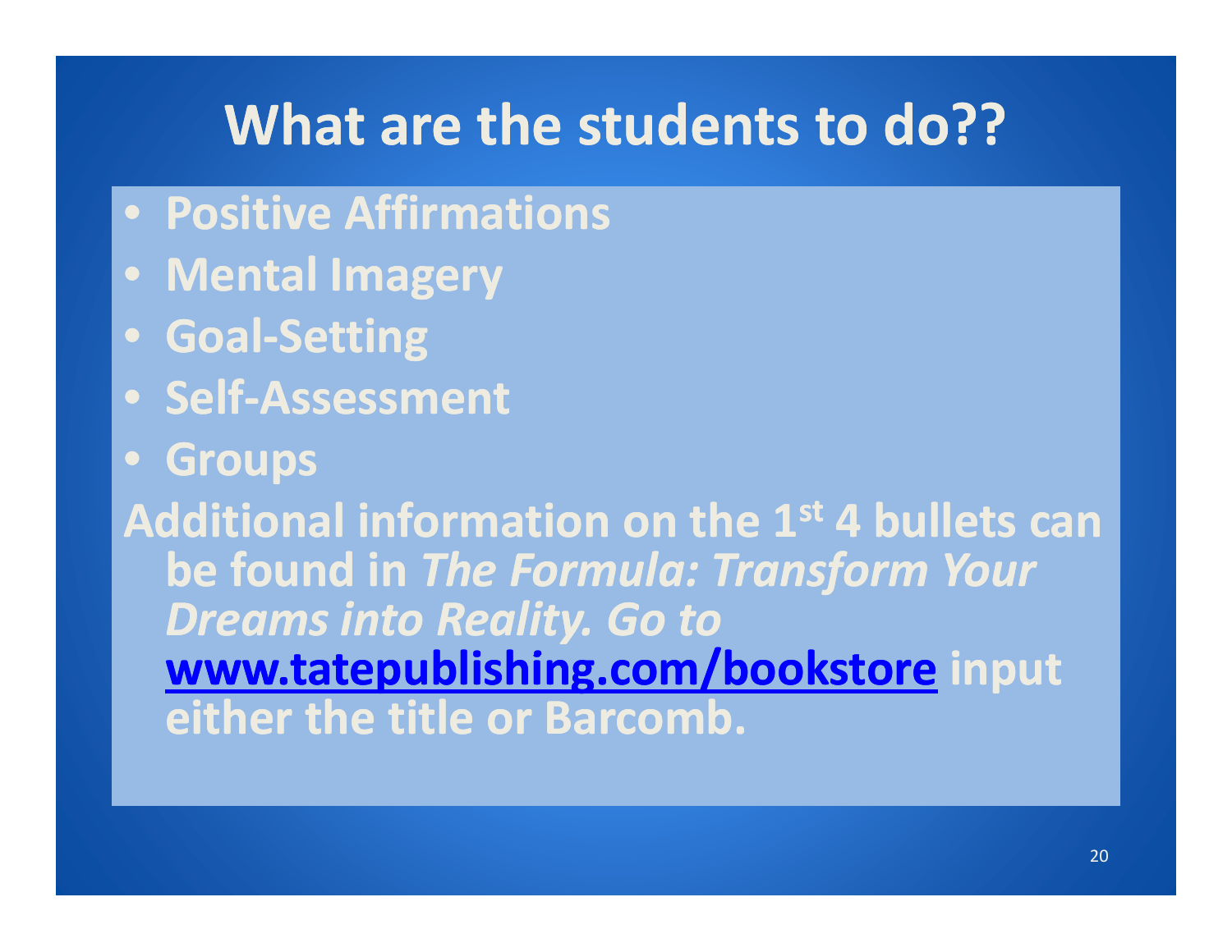# What are the students to do??

- **Positive Affirmations**
- **Mental Imagery**
- **Goal-Setting**
- **Self-Assessment**
- **Groups**

**Additional information on the 1st 4 bullets can be found in *The Formula: Transform Your Dreams into Reality. Go to* [www.tatepublishing.com/bookstore](http://www.tatepublishing.com/bookstore) input either the title or Barcomb.**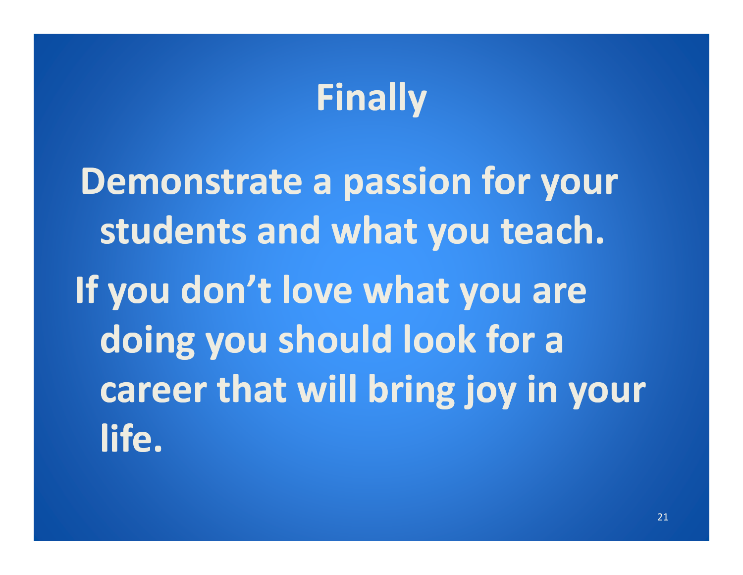# Finally

Demonstrate a passion for your students and what you teach.

If you don't love what you are doing you should look for a career that will bring joy in your life.